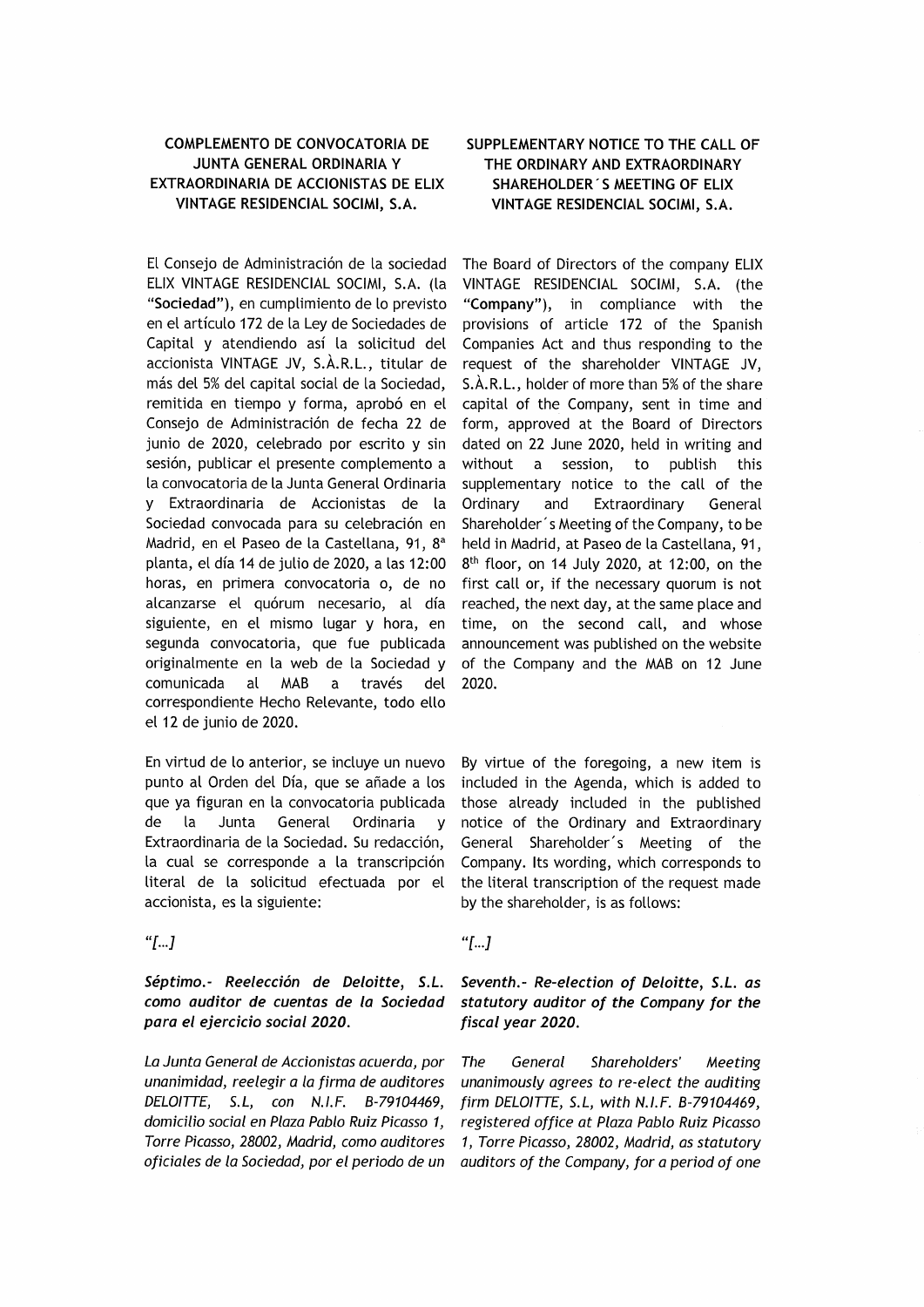**COMPLEMENTO DE CONVOCATORIA DE JUNTA GENERAL ORDINARIA Y EXTRAORDINARIA DE ACCIONISTAS DE ELIX VINTAGE RESIDENCIAL SOCIMI, S.A.**

El Consejo de Administración de la sociedad ELIX VINTAGE RESIDENCIAL SOCIMI, S.A. (la "**Sociedad**"), en cumplimiento de lo previsto en el artículo 172 de la Ley de Sociedades de Capital y atendiendo así la solicitud del accionista VINTAGE JV, S.À.R.L., titular de más del 5% del capital social de la Sociedad, remitida en tiempo y forma, aprobó en el Consejo de Administración de fecha 22 de junio de 2020, celebrado por escrito y sin sesión, publicar el presente complemento a la convocatoria de la Junta General Ordinaria y Extraordinaria de Accionistas de la Sociedad convocada para su celebración en Madrid, en el Paseo de la Castellana, 91, 8ª planta, el día 14 de julio de 2020, a las 12:00 horas, en primera convocatoria o, de no alcanzarse el quórum necesario, al día siguiente, en el mismo lugar y hora, en segunda convocatoria, que fue publicada originalmente en la web de la Sociedad y comunicada al MAB a través del correspondiente Hecho Relevante, todo ello el 12 de junio de 2020.

En virtud de lo anterior, se incluye un nuevo punto al Orden del Día, que se añade a los que ya figuran en la convocatoria publicada de la Junta General Ordinaria y Extraordinaria de la Sociedad. Su redacción, la cual se corresponde a la transcripción literal de la solicitud efectuada por el accionista, es la siguiente:

*"[...]*

***Séptimo.- Reelección de Deloitte, S.L. como auditor de cuentas de la Sociedad para el ejercicio social 2020.***

*La Junta General de Accionistas acuerda, por unanimidad, reelegir a la firma de auditores DELOITTE, S.L, con N.I.F. B-79104469, domicilio social en Plaza Pablo Ruiz Picasso 1, Torre Picasso, 28002, Madrid, como auditores oficiales de la Sociedad, por el periodo de un*

**SUPPLEMENTARY NOTICE TO THE CALL OF THE ORDINARY AND EXTRAORDINARY SHAREHOLDER´S MEETING OF ELIX VINTAGE RESIDENCIAL SOCIMI, S.A.**

The Board of Directors of the company ELIX VINTAGE RESIDENCIAL SOCIMI, S.A. (the "**Company**"), in compliance with the provisions of article 172 of the Spanish Companies Act and thus responding to the request of the shareholder VINTAGE JV, S.À.R.L., holder of more than 5% of the share capital of the Company, sent in time and form, approved at the Board of Directors dated on 22 June 2020, held in writing and without a session, to publish this supplementary notice to the call of the Ordinary and Extraordinary General Shareholder´s Meeting of the Company, to be held in Madrid, at Paseo de la Castellana, 91, 8th floor, on 14 July 2020, at 12:00, on the first call or, if the necessary quorum is not reached, the next day, at the same place and time, on the second call, and whose announcement was published on the website of the Company and the MAB on 12 June 2020.

By virtue of the foregoing, a new item is included in the Agenda, which is added to those already included in the published notice of the Ordinary and Extraordinary General Shareholder´s Meeting of the Company. Its wording, which corresponds to the literal transcription of the request made by the shareholder, is as follows:

*"[...]*

***Seventh.- Re-election of Deloitte, S.L. as statutory auditor of the Company for the fiscal year 2020.***

*The General Shareholders' Meeting unanimously agrees to re-elect the auditing firm DELOITTE, S.L, with N.I.F. B-79104469, registered office at Plaza Pablo Ruiz Picasso 1, Torre Picasso, 28002, Madrid, as statutory auditors of the Company, for a period of one*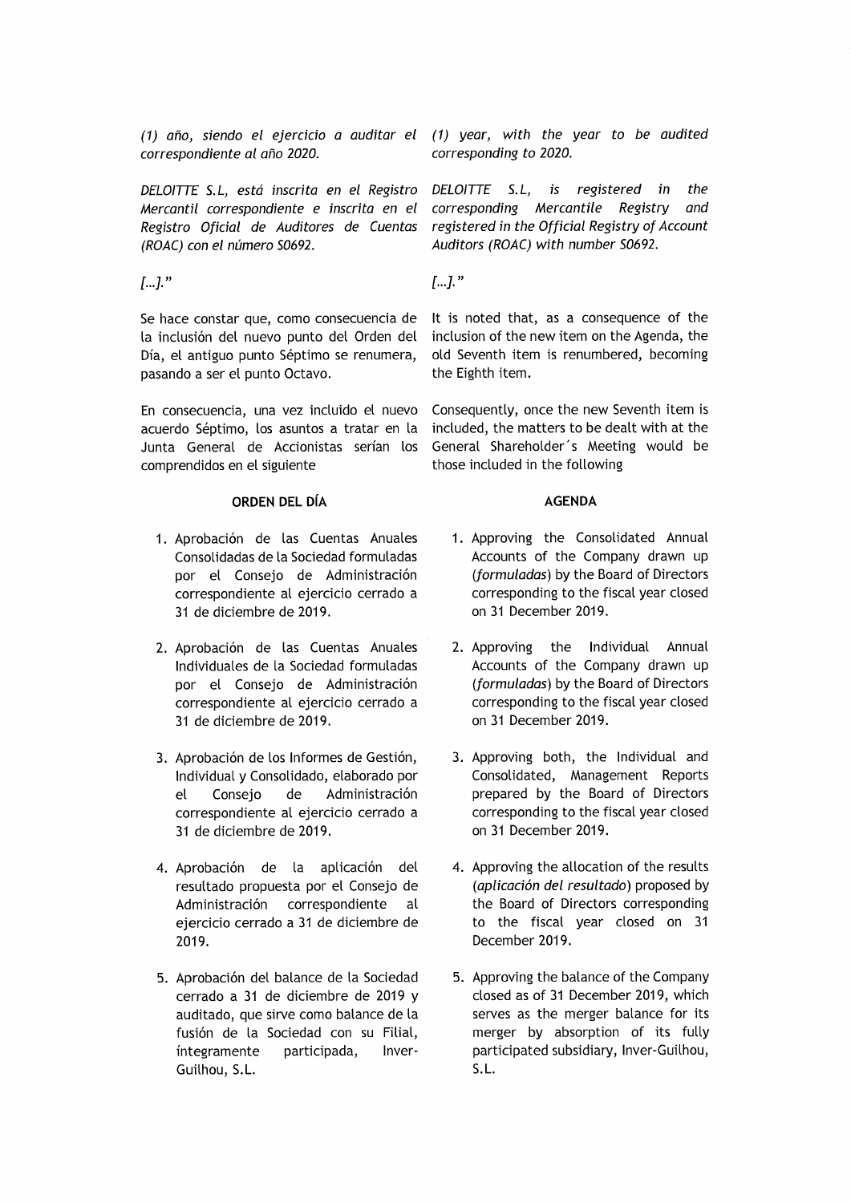*(1) año, siendo el ejercicio a auditar el correspondiente al año 2020.*

*DELOITTE S.L, está inscrita en el Registro Mercantil correspondiente e inscrita en el Registro Oficial de Auditores de Cuentas (ROAC) con el número S0692.*

*[...].*"

Se hace constar que, como consecuencia de la inclusión del nuevo punto del Orden del Día, el antiguo punto Séptimo se renumera, pasando a ser el punto Octavo.

En consecuencia, una vez incluido el nuevo acuerdo Séptimo, los asuntos a tratar en la Junta General de Accionistas serían los comprendidos en el siguiente

**ORDEN DEL DÍA**

1. Aprobación de las Cuentas Anuales Consolidadas de la Sociedad formuladas por el Consejo de Administración correspondiente al ejercicio cerrado a 31 de diciembre de 2019.
2. Aprobación de las Cuentas Anuales Individuales de la Sociedad formuladas por el Consejo de Administración correspondiente al ejercicio cerrado a 31 de diciembre de 2019.
3. Aprobación de los Informes de Gestión, Individual y Consolidado, elaborado por el Consejo de Administración correspondiente al ejercicio cerrado a 31 de diciembre de 2019.
4. Aprobación de la aplicación del resultado propuesta por el Consejo de Administración correspondiente al ejercicio cerrado a 31 de diciembre de 2019.
5. Aprobación del balance de la Sociedad cerrado a 31 de diciembre de 2019 y auditado, que sirve como balance de la fusión de la Sociedad con su Filial, íntegramente participada, Inver-Guilhou, S.L.

*(1) year, with the year to be audited corresponding to 2020.*

*DELOITTE S.L, is registered in the corresponding Mercantile Registry and registered in the Official Registry of Account Auditors (ROAC) with number S0692.*

*[...].*"

It is noted that, as a consequence of the inclusion of the new item on the Agenda, the old Seventh item is renumbered, becoming the Eighth item.

Consequently, once the new Seventh item is included, the matters to be dealt with at the General Shareholder´s Meeting would be those included in the following

**AGENDA**

1. Approving the Consolidated Annual Accounts of the Company drawn up (*formuladas*) by the Board of Directors corresponding to the fiscal year closed on 31 December 2019.
2. Approving the Individual Annual Accounts of the Company drawn up (*formuladas*) by the Board of Directors corresponding to the fiscal year closed on 31 December 2019.
3. Approving both, the Individual and Consolidated, Management Reports prepared by the Board of Directors corresponding to the fiscal year closed on 31 December 2019.
4. Approving the allocation of the results (*aplicación del resultado*) proposed by the Board of Directors corresponding to the fiscal year closed on 31 December 2019.
5. Approving the balance of the Company closed as of 31 December 2019, which serves as the merger balance for its merger by absorption of its fully participated subsidiary, Inver-Guilhou, S.L.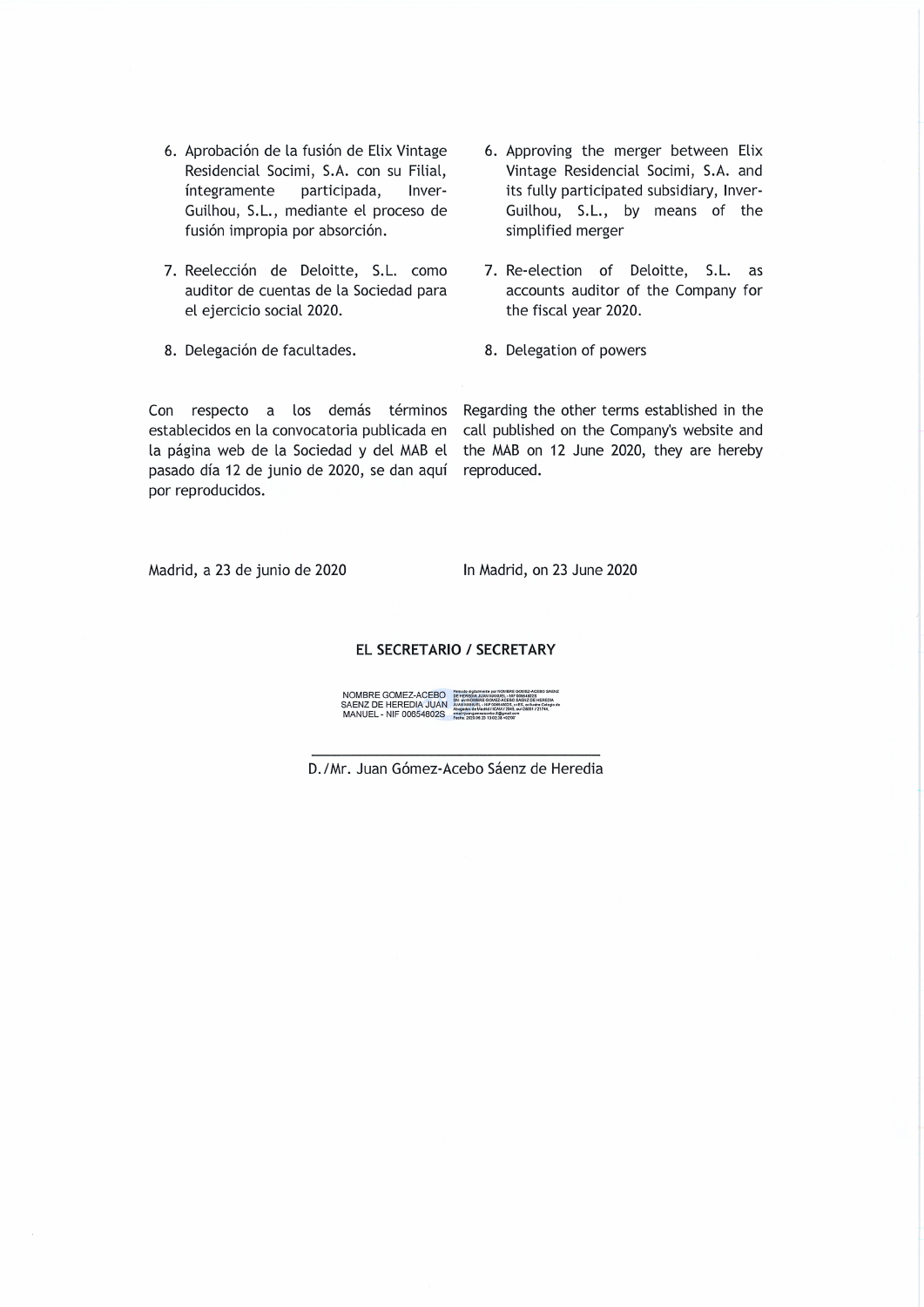6. Aprobación de la fusión de Elix Vintage Residencial Socimi, S.A. con su Filial, íntegramente participada, Inver-Guilhou, S.L., mediante el proceso de fusión impropia por absorción.

7. Reelección de Deloitte, S.L. como auditor de cuentas de la Sociedad para el ejercicio social 2020.

8. Delegación de facultades.

Con respecto a los demás términos establecidos en la convocatoria publicada en la página web de la Sociedad y del MAB el pasado día 12 de junio de 2020, se dan aquí por reproducidos.

Madrid, a 23 de junio de 2020

6. Approving the merger between Elix Vintage Residencial Socimi, S.A. and its fully participated subsidiary, Inver-Guilhou, S.L., by means of the simplified merger

7. Re-election of Deloitte, S.L. as accounts auditor of the Company for the fiscal year 2020.

8. Delegation of powers

Regarding the other terms established in the call published on the Company's website and the MAB on 12 June 2020, they are hereby reproduced.

In Madrid, on 23 June 2020

**EL SECRETARIO / SECRETARY**

NOMBRE GOMEZ-ACEBO SAENZ DE HEREDIA JUAN MANUEL - NIF 00654802S

D./Mr. Juan Gómez-Acebo Sáenz de Heredia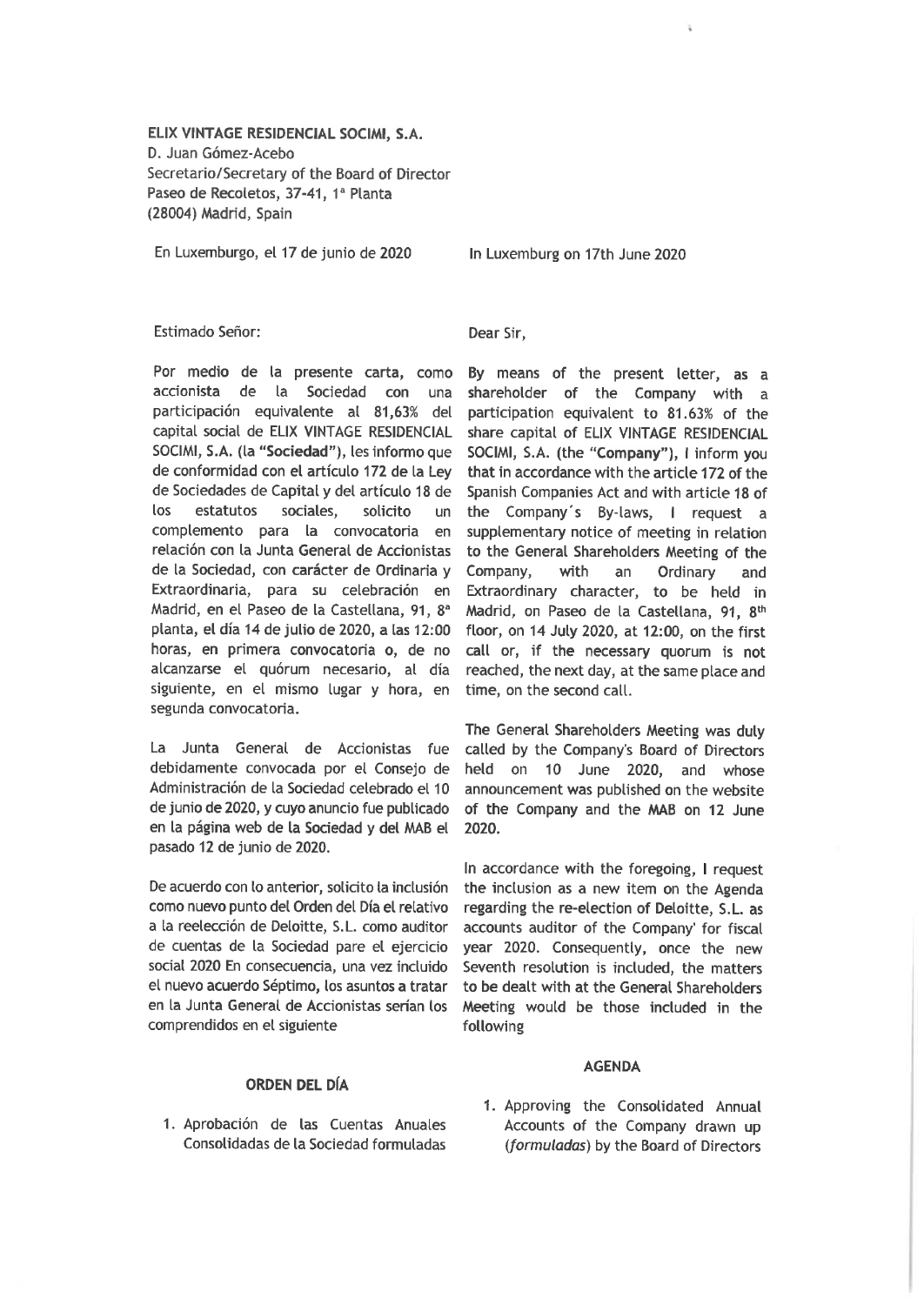**ELIX VINTAGE RESIDENCIAL SOCIMI, S.A.**
D. Juan Gómez-Acebo
Secretario/Secretary of the Board of Director
Paseo de Recoletos, 37-41, 1ª Planta
(28004) Madrid, Spain

En Luxemburgo, el 17 de junio de 2020

Estimado Señor:

Por medio de la presente carta, como accionista de la Sociedad con una participación equivalente al 81,63% del capital social de ELIX VINTAGE RESIDENCIAL SOCIMI, S.A. (la **"Sociedad"**), les informo que de conformidad con el artículo 172 de la Ley de Sociedades de Capital y del artículo 18 de los estatutos sociales, solicito un complemento para la convocatoria en relación con la Junta General de Accionistas de la Sociedad, con carácter de Ordinaria y Extraordinaria, para su celebración en Madrid, en el Paseo de la Castellana, 91, 8ª planta, el día 14 de julio de 2020, a las 12:00 horas, en primera convocatoria o, de no alcanzarse el quórum necesario, al día siguiente, en el mismo lugar y hora, en segunda convocatoria.

La Junta General de Accionistas fue debidamente convocada por el Consejo de Administración de la Sociedad celebrado el 10 de junio de 2020, y cuyo anuncio fue publicado en la página web de la Sociedad y del MAB el pasado 12 de junio de 2020.

De acuerdo con lo anterior, solicito la inclusión como nuevo punto del Orden del Día el relativo a la reelección de Deloitte, S.L. como auditor de cuentas de la Sociedad pare el ejercicio social 2020 En consecuencia, una vez incluido el nuevo acuerdo Séptimo, los asuntos a tratar en la Junta General de Accionistas serían los comprendidos en el siguiente

**ORDEN DEL DÍA**

1. Aprobación de las Cuentas Anuales Consolidadas de la Sociedad formuladas

In Luxemburg on 17th June 2020

Dear Sir,

By means of the present letter, as a shareholder of the Company with a participation equivalent to 81.63% of the share capital of ELIX VINTAGE RESIDENCIAL SOCIMI, S.A. (the **"Company"**), I inform you that in accordance with the article 172 of the Spanish Companies Act and with article 18 of the Company´s By-laws, I request a supplementary notice of meeting in relation to the General Shareholders Meeting of the Company, with an Ordinary and Extraordinary character, to be held in Madrid, on Paseo de la Castellana, 91, 8th floor, on 14 July 2020, at 12:00, on the first call or, if the necessary quorum is not reached, the next day, at the same place and time, on the second call.

The General Shareholders Meeting was duly called by the Company's Board of Directors held on 10 June 2020, and whose announcement was published on the website of the Company and the MAB on 12 June 2020.

In accordance with the foregoing, I request the inclusion as a new item on the Agenda regarding the re-election of Deloitte, S.L. as accounts auditor of the Company' for fiscal year 2020. Consequently, once the new Seventh resolution is included, the matters to be dealt with at the General Shareholders Meeting would be those included in the following

**AGENDA**

1. Approving the Consolidated Annual Accounts of the Company drawn up (*formuladas*) by the Board of Directors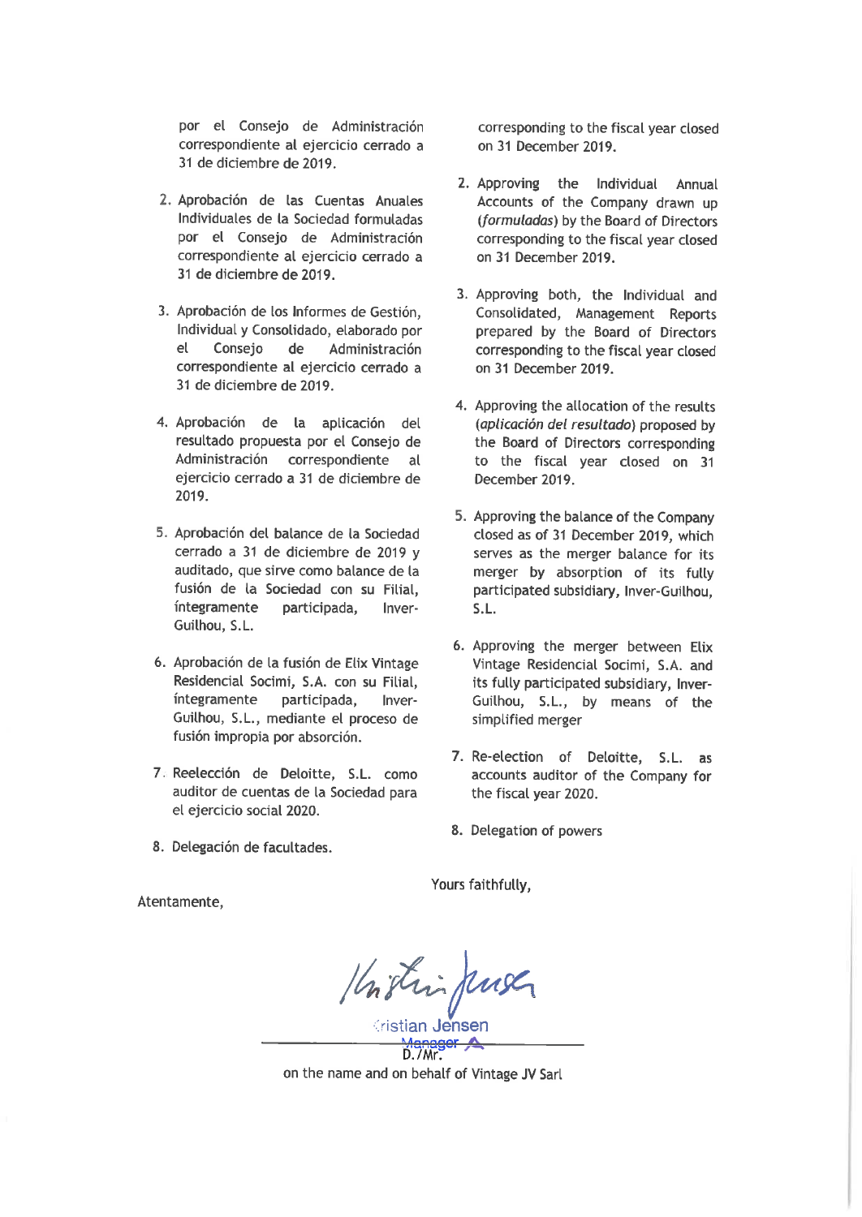por el Consejo de Administración correspondiente al ejercicio cerrado a 31 de diciembre de 2019.

2. Aprobación de las Cuentas Anuales Individuales de la Sociedad formuladas por el Consejo de Administración correspondiente al ejercicio cerrado a 31 de diciembre de 2019.

3. Aprobación de los Informes de Gestión, Individual y Consolidado, elaborado por el Consejo de Administración correspondiente al ejercicio cerrado a 31 de diciembre de 2019.

4. Aprobación de la aplicación del resultado propuesta por el Consejo de Administración correspondiente al ejercicio cerrado a 31 de diciembre de 2019.

5. Aprobación del balance de la Sociedad cerrado a 31 de diciembre de 2019 y auditado, que sirve como balance de la fusión de la Sociedad con su Filial, íntegramente participada, Inver-Guilhou, S.L.

6. Aprobación de la fusión de Elix Vintage Residencial Socimi, S.A. con su Filial, íntegramente participada, Inver-Guilhou, S.L., mediante el proceso de fusión impropia por absorción.

7. Reelección de Deloitte, S.L. como auditor de cuentas de la Sociedad para el ejercicio social 2020.

8. Delegación de facultades.

Atentamente,

corresponding to the fiscal year closed on 31 December 2019.

2. Approving the Individual Annual Accounts of the Company drawn up (*formuladas*) by the Board of Directors corresponding to the fiscal year closed on 31 December 2019.

3. Approving both, the Individual and Consolidated, Management Reports prepared by the Board of Directors corresponding to the fiscal year closed on 31 December 2019.

4. Approving the allocation of the results (*aplicación del resultado*) proposed by the Board of Directors corresponding to the fiscal year closed on 31 December 2019.

5. Approving the balance of the Company closed as of 31 December 2019, which serves as the merger balance for its merger by absorption of its fully participated subsidiary, Inver-Guilhou, S.L.

6. Approving the merger between Elix Vintage Residencial Socimi, S.A. and its fully participated subsidiary, Inver-Guilhou, S.L., by means of the simplified merger

7. Re-election of Deloitte, S.L. as accounts auditor of the Company for the fiscal year 2020.

8. Delegation of powers

Yours faithfully,

Kristian Jensen
Manager
D./Mr.

on the name and on behalf of Vintage JV Sarl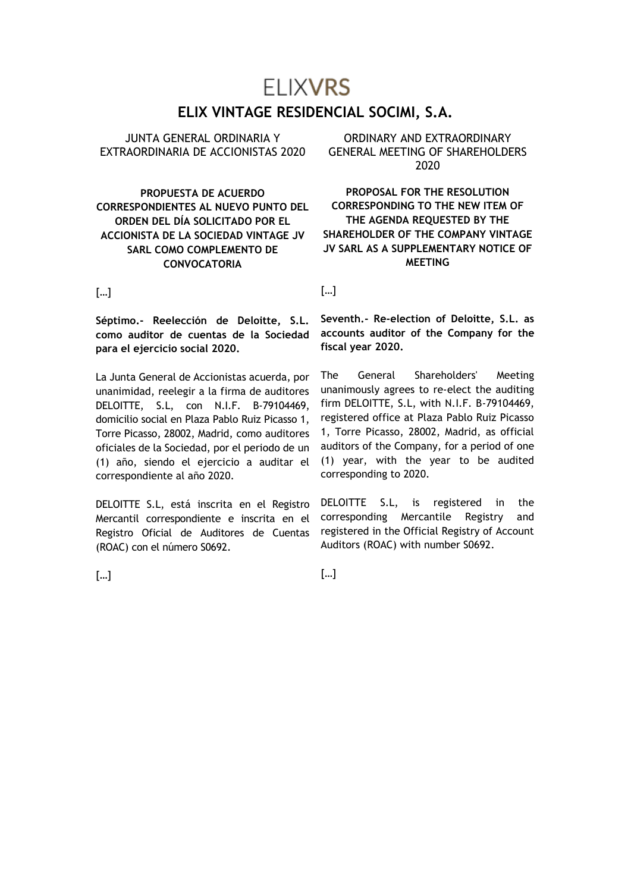# ELIXVRS

## ELIX VINTAGE RESIDENCIAL SOCIMI, S.A.

JUNTA GENERAL ORDINARIA Y EXTRAORDINARIA DE ACCIONISTAS 2020

**PROPUESTA DE ACUERDO CORRESPONDIENTES AL NUEVO PUNTO DEL ORDEN DEL DÍA SOLICITADO POR EL ACCIONISTA DE LA SOCIEDAD VINTAGE JV SARL COMO COMPLEMENTO DE CONVOCATORIA**

[…]

**Séptimo.- Reelección de Deloitte, S.L. como auditor de cuentas de la Sociedad para el ejercicio social 2020.**

La Junta General de Accionistas acuerda, por unanimidad, reelegir a la firma de auditores DELOITTE, S.L, con N.I.F. B-79104469, domicilio social en Plaza Pablo Ruiz Picasso 1, Torre Picasso, 28002, Madrid, como auditores oficiales de la Sociedad, por el periodo de un (1) año, siendo el ejercicio a auditar el correspondiente al año 2020.

DELOITTE S.L, está inscrita en el Registro Mercantil correspondiente e inscrita en el Registro Oficial de Auditores de Cuentas (ROAC) con el número S0692.

[…]

ORDINARY AND EXTRAORDINARY GENERAL MEETING OF SHAREHOLDERS 2020

**PROPOSAL FOR THE RESOLUTION CORRESPONDING TO THE NEW ITEM OF THE AGENDA REQUESTED BY THE SHAREHOLDER OF THE COMPANY VINTAGE JV SARL AS A SUPPLEMENTARY NOTICE OF MEETING**

[…]

**Seventh.- Re-election of Deloitte, S.L. as accounts auditor of the Company for the fiscal year 2020.**

The General Shareholders' Meeting unanimously agrees to re-elect the auditing firm DELOITTE, S.L, with N.I.F. B-79104469, registered office at Plaza Pablo Ruiz Picasso 1, Torre Picasso, 28002, Madrid, as official auditors of the Company, for a period of one (1) year, with the year to be audited corresponding to 2020.

DELOITTE S.L, is registered in the corresponding Mercantile Registry and registered in the Official Registry of Account Auditors (ROAC) with number S0692.

[…]